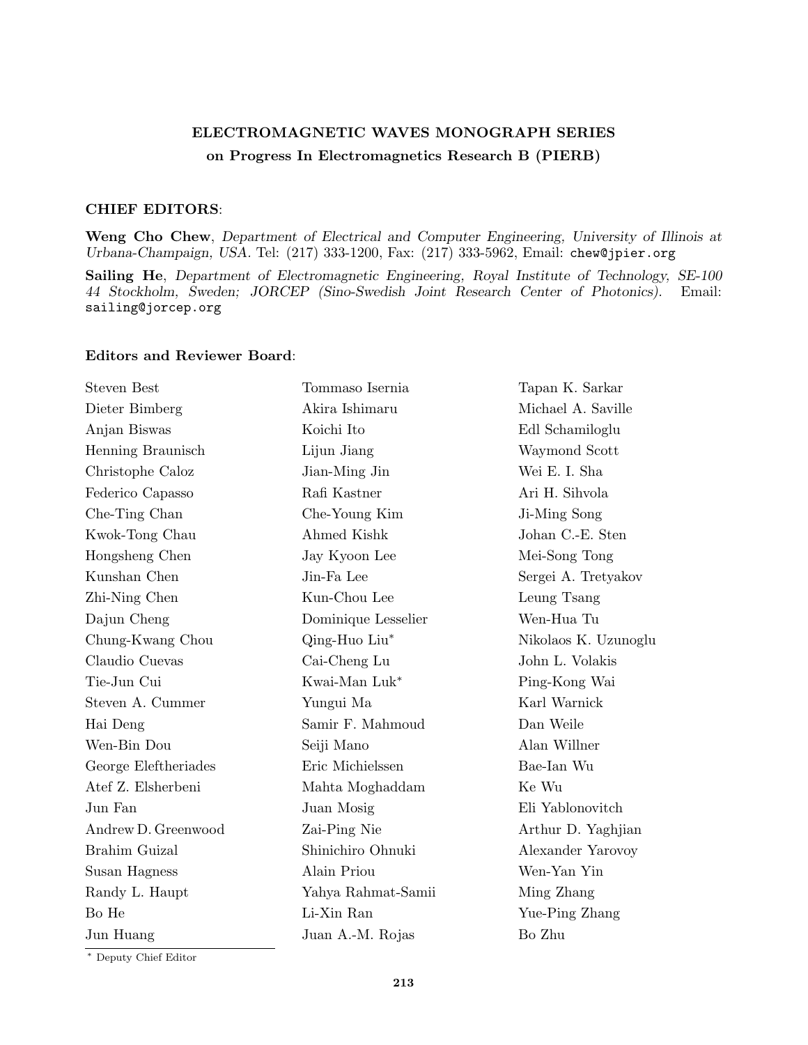## ELECTROMAGNETIC WAVES MONOGRAPH SERIES
### on Progress In Electromagnetics Research B (PIERB)

**CHIEF EDITORS**:

**Weng Cho Chew**, *Department of Electrical and Computer Engineering, University of Illinois at Urbana-Champaign, USA.* Tel: (217) 333-1200, Fax: (217) 333-5962, Email: `chew@jpier.org`

**Sailing He**, *Department of Electromagnetic Engineering, Royal Institute of Technology, SE-100 44 Stockholm, Sweden; JORCEP (Sino-Swedish Joint Research Center of Photonics).* Email: `sailing@jorcep.org`

**Editors and Reviewer Board**:

Steven Best
Dieter Bimberg
Anjan Biswas
Henning Braunisch
Christophe Caloz
Federico Capasso
Che-Ting Chan
Kwok-Tong Chau
Hongsheng Chen
Kunshan Chen
Zhi-Ning Chen
Dajun Cheng
Chung-Kwang Chou
Claudio Cuevas
Tie-Jun Cui
Steven A. Cummer
Hai Deng
Wen-Bin Dou
George Eleftheriades
Atef Z. Elsherbeni
Jun Fan
Andrew D. Greenwood
Brahim Guizal
Susan Hagness
Randy L. Haupt
Bo He
Jun Huang
Tommaso Isernia
Akira Ishimaru
Koichi Ito
Lijun Jiang
Jian-Ming Jin
Rafi Kastner
Che-Young Kim
Ahmed Kishk
Jay Kyoon Lee
Jin-Fa Lee
Kun-Chou Lee
Dominique Lesselier
Qing-Huo Liu*
Cai-Cheng Lu
Kwai-Man Luk*
Yungui Ma
Samir F. Mahmoud
Seiji Mano
Eric Michielssen
Mahta Moghaddam
Juan Mosig
Zai-Ping Nie
Shinichiro Ohnuki
Alain Priou
Yahya Rahmat-Samii
Li-Xin Ran
Juan A.-M. Rojas
Tapan K. Sarkar
Michael A. Saville
Edl Schamiloglu
Waymond Scott
Wei E. I. Sha
Ari H. Sihvola
Ji-Ming Song
Johan C.-E. Sten
Mei-Song Tong
Sergei A. Tretyakov
Leung Tsang
Wen-Hua Tu
Nikolaos K. Uzunoglu
John L. Volakis
Ping-Kong Wai
Karl Warnick
Dan Weile
Alan Willner
Bae-Ian Wu
Ke Wu
Eli Yablonovitch
Arthur D. Yaghjian
Alexander Yarovoy
Wen-Yan Yin
Ming Zhang
Yue-Ping Zhang
Bo Zhu

\* Deputy Chief Editor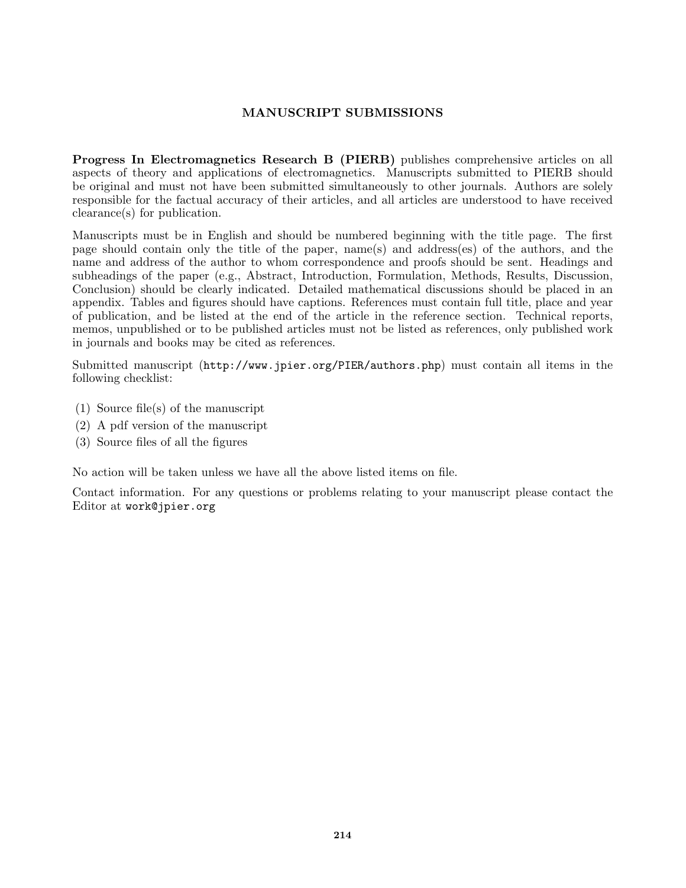## MANUSCRIPT SUBMISSIONS

**Progress In Electromagnetics Research B (PIERB)** publishes comprehensive articles on all aspects of theory and applications of electromagnetics. Manuscripts submitted to PIERB should be original and must not have been submitted simultaneously to other journals. Authors are solely responsible for the factual accuracy of their articles, and all articles are understood to have received clearance(s) for publication.

Manuscripts must be in English and should be numbered beginning with the title page. The first page should contain only the title of the paper, name(s) and address(es) of the authors, and the name and address of the author to whom correspondence and proofs should be sent. Headings and subheadings of the paper (e.g., Abstract, Introduction, Formulation, Methods, Results, Discussion, Conclusion) should be clearly indicated. Detailed mathematical discussions should be placed in an appendix. Tables and figures should have captions. References must contain full title, place and year of publication, and be listed at the end of the article in the reference section. Technical reports, memos, unpublished or to be published articles must not be listed as references, only published work in journals and books may be cited as references.

Submitted manuscript (`http://www.jpier.org/PIER/authors.php`) must contain all items in the following checklist:

(1) Source file(s) of the manuscript
(2) A pdf version of the manuscript
(3) Source files of all the figures

No action will be taken unless we have all the above listed items on file.

Contact information. For any questions or problems relating to your manuscript please contact the Editor at `work@jpier.org`